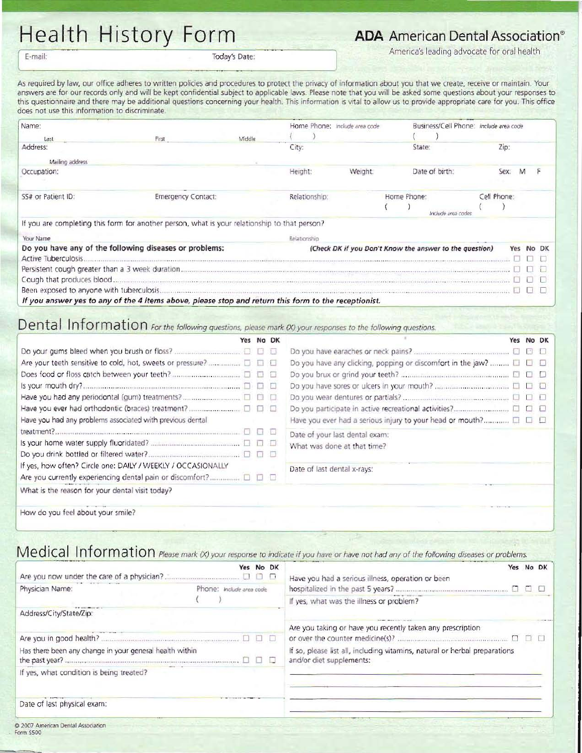# Health History Form

**ADA American Dental Association®**

America's leading advocate for oral health

E-mail: Today's Date:

As required by law, our office adheres to written policies and procedures to protect the privacy of information about you that we create, receive or maintain. Your answers are for our records only and will be kept confidential subject to applicable laws. Please note that you will be asked some questions about your responses to this questionnaire and there may be additional questions concerning your health. This information is vital to allow us to provide appropriate care for you. This office does not use this information to discriminate.

| | | | | |
|---|---|---|---|---|
| Name: Last / First / Middle | | Home Phone: Include area code ( ) | Business/Cell Phone: Include area code ( ) | |
| Address: Mailing address | | City: | State: | Zip: |
| Occupation: | | Height: Weight: | Date of birth: | Sex: M F |
| SS# or Patient ID: | Emergency Contact: | Relationship: | Home Phone: ( ) Include area codes | Cell Phone: ( ) |

If you are completing this form for another person, what is your relationship to that person?

Your Name Relationship

**Do you have any of the following diseases or problems:** *(Check DK if you Don't Know the answer to the question)*

| | Yes | No | DK |
|---|---|---|---|
| Active Tuberculosis | ☐ | ☐ | ☐ |
| Persistent cough greater than a 3 week duration | ☐ | ☐ | ☐ |
| Cough that produces blood | ☐ | ☐ | ☐ |
| Been exposed to anyone with tuberculosis | ☐ | ☐ | ☐ |

***If you answer yes to any of the 4 items above, please stop and return this form to the receptionist.***

## Dental Information *For the following questions, please mark (X) your responses to the following questions.*

| | Yes | No | DK |
|---|---|---|---|
| Do your gums bleed when you brush or floss? | ☐ | ☐ | ☐ |
| Are your teeth sensitive to cold, hot, sweets or pressure? | ☐ | ☐ | ☐ |
| Does food or floss catch between your teeth? | ☐ | ☐ | ☐ |
| Is your mouth dry? | ☐ | ☐ | ☐ |
| Have you had any periodontal (gum) treatments? | ☐ | ☐ | ☐ |
| Have you ever had orthodontic (braces) treatment? | ☐ | ☐ | ☐ |
| Have you had any problems associated with previous dental treatment? | ☐ | ☐ | ☐ |
| Is your home water supply fluoridated? | ☐ | ☐ | ☐ |
| Do you drink bottled or filtered water? | ☐ | ☐ | ☐ |
| If yes, how often? Circle one: DAILY / WEEKLY / OCCASIONALLY | | | |
| Are you currently experiencing dental pain or discomfort? | ☐ | ☐ | ☐ |
| Do you have earaches or neck pains? | ☐ | ☐ | ☐ |
| Do you have any clicking, popping or discomfort in the jaw? | ☐ | ☐ | ☐ |
| Do you brux or grind your teeth? | ☐ | ☐ | ☐ |
| Do you have sores or ulcers in your mouth? | ☐ | ☐ | ☐ |
| Do you wear dentures or partials? | ☐ | ☐ | ☐ |
| Do you participate in active recreational activities? | ☐ | ☐ | ☐ |
| Have you ever had a serious injury to your head or mouth? | ☐ | ☐ | ☐ |

Date of your last dental exam:

What was done at that time?

Date of last dental x-rays:

What is the reason for your dental visit today?

How do you feel about your smile?

## Medical Information *Please mark (X) your response to indicate if you have or have not had any of the following diseases or problems.*

| | Yes | No | DK |
|---|---|---|---|
| Are you now under the care of a physician? | ☐ | ☐ | ☐ |

Physician Name: Phone: Include area code ( )

Address/City/State/Zip:

| | Yes | No | DK |
|---|---|---|---|
| Are you in good health? | ☐ | ☐ | ☐ |
| Has there been any change in your general health within the past year? | ☐ | ☐ | ☐ |

If yes, what condition is being treated?

Date of last physical exam:

| | Yes | No | DK |
|---|---|---|---|
| Have you had a serious illness, operation or been hospitalized in the past 5 years? | ☐ | ☐ | ☐ |

If yes, what was the illness or problem?

| | Yes | No | DK |
|---|---|---|---|
| Are you taking or have you recently taken any prescription or over the counter medicine(s)? | ☐ | ☐ | ☐ |

If so, please list all, including vitamins, natural or herbal preparations and/or diet supplements:

© 2007 American Dental Association
Form S500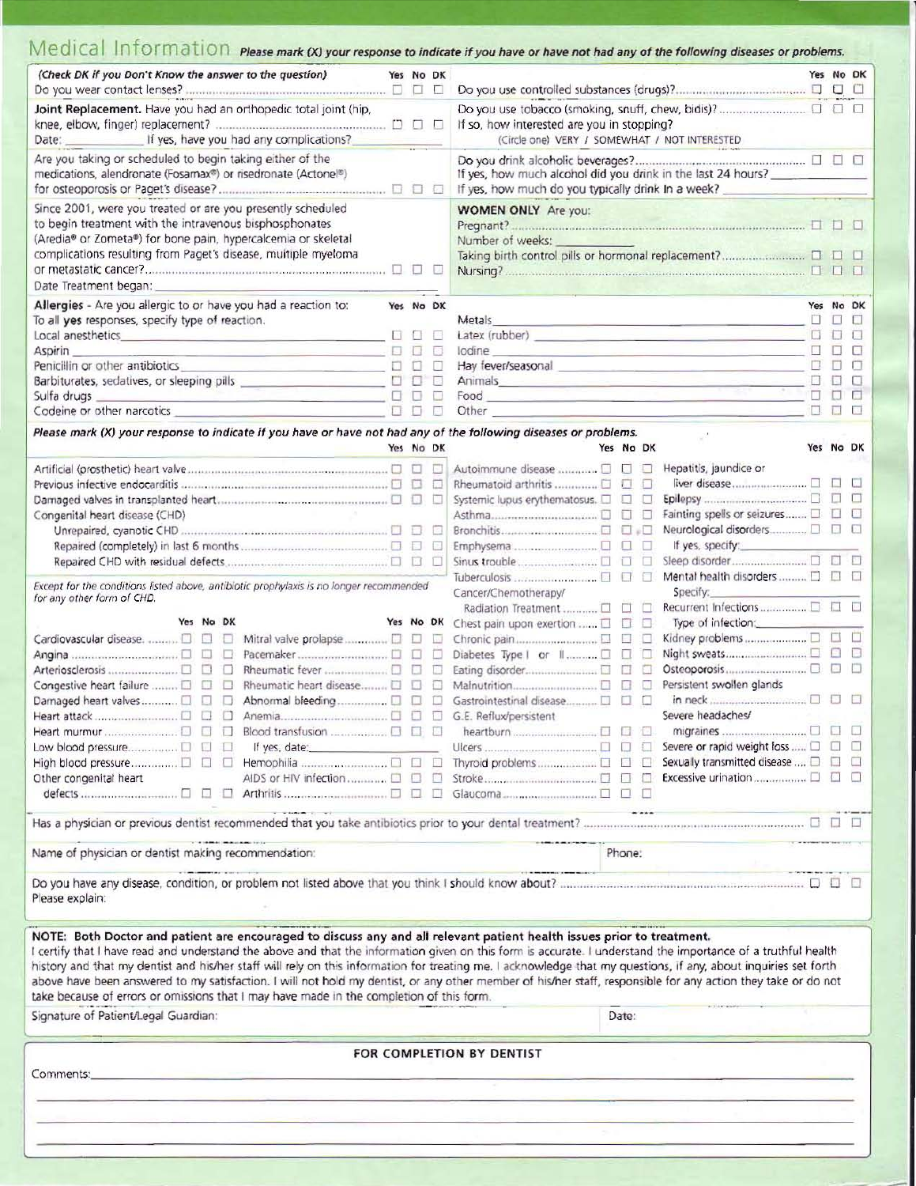# Medical Information

*Please mark (X) your response to indicate if you have or have not had any of the following diseases or problems.*

| (Check DK if you Don't Know the answer to the question) | Yes | No | DK |
|---|---|---|---|
| Do you wear contact lenses? | ☐ | ☐ | ☐ |
| **Joint Replacement.** Have you had an orthopedic total joint (hip, knee, elbow, finger) replacement? | ☐ | ☐ | ☐ |
| Date: ____________ If yes, have you had any complications? ____________ | | | |
| Are you taking or scheduled to begin taking either of the medications, alendronate (Fosamax®) or risedronate (Actonel®) for osteoporosis or Paget's disease? | ☐ | ☐ | ☐ |
| Since 2001, were you treated or are you presently scheduled to begin treatment with the intravenous bisphosphonates (Aredia® or Zometa®) for bone pain, hypercalcemia or skeletal complications resulting from Paget's disease, multiple myeloma or metastatic cancer? | ☐ | ☐ | ☐ |
| Date Treatment began: ____________ | | | |

| | Yes | No | DK |
|---|---|---|---|
| Do you use controlled substances (drugs)? | ☐ | ☐ | ☐ |
| Do you use tobacco (smoking, snuff, chew, bidis)? | ☐ | ☐ | ☐ |
| If so, how interested are you in stopping? (Circle one) VERY / SOMEWHAT / NOT INTERESTED | | | |
| Do you drink alcoholic beverages? | ☐ | ☐ | ☐ |
| If yes, how much alcohol did you drink in the last 24 hours? ____________ | | | |
| If yes, how much do you typically drink in a week? ____________ | | | |
| **WOMEN ONLY** Are you: | | | |
| Pregnant? | ☐ | ☐ | ☐ |
| Number of weeks: ____________ | | | |
| Taking birth control pills or hormonal replacement? | ☐ | ☐ | ☐ |
| Nursing? | ☐ | ☐ | ☐ |

**Allergies** - Are you allergic to or have you had a reaction to:
To all **yes** responses, specify type of reaction.

| | Yes | No | DK | | Yes | No | DK |
|---|---|---|---|---|---|---|---|
| Local anesthetics ____________ | ☐ | ☐ | ☐ | Metals ____________ | ☐ | ☐ | ☐ |
| Aspirin ____________ | ☐ | ☐ | ☐ | Latex (rubber) ____________ | ☐ | ☐ | ☐ |
| Penicillin or other antibiotics ____________ | ☐ | ☐ | ☐ | Iodine ____________ | ☐ | ☐ | ☐ |
| Barbiturates, sedatives, or sleeping pills ____________ | ☐ | ☐ | ☐ | Hay fever/seasonal ____________ | ☐ | ☐ | ☐ |
| Sulfa drugs ____________ | ☐ | ☐ | ☐ | Animals ____________ | ☐ | ☐ | ☐ |
| Codeine or other narcotics ____________ | ☐ | ☐ | ☐ | Food ____________ | ☐ | ☐ | ☐ |
| | | | | Other ____________ | ☐ | ☐ | ☐ |

*Please mark (X) your response to indicate if you have or have not had any of the following diseases or problems.*

| | Yes | No | DK |
|---|---|---|---|
| Artificial (prosthetic) heart valve | ☐ | ☐ | ☐ |
| Previous infective endocarditis | ☐ | ☐ | ☐ |
| Damaged valves in transplanted heart | ☐ | ☐ | ☐ |
| Congenital heart disease (CHD) | | | |
| Unrepaired, cyanotic CHD | ☐ | ☐ | ☐ |
| Repaired (completely) in last 6 months | ☐ | ☐ | ☐ |
| Repaired CHD with residual defects | ☐ | ☐ | ☐ |

*Except for the conditions listed above, antibiotic prophylaxis is no longer recommended for any other form of CHD.*

| | Yes | No | DK | | Yes | No | DK |
|---|---|---|---|---|---|---|---|
| Cardiovascular disease | ☐ | ☐ | ☐ | Mitral valve prolapse | ☐ | ☐ | ☐ |
| Angina | ☐ | ☐ | ☐ | Pacemaker | ☐ | ☐ | ☐ |
| Arteriosclerosis | ☐ | ☐ | ☐ | Rheumatic fever | ☐ | ☐ | ☐ |
| Congestive heart failure | ☐ | ☐ | ☐ | Rheumatic heart disease | ☐ | ☐ | ☐ |
| Damaged heart valves | ☐ | ☐ | ☐ | Abnormal bleeding | ☐ | ☐ | ☐ |
| Heart attack | ☐ | ☐ | ☐ | Anemia | ☐ | ☐ | ☐ |
| Heart murmur | ☐ | ☐ | ☐ | Blood transfusion | ☐ | ☐ | ☐ |
| Low blood pressure | ☐ | ☐ | ☐ | If yes, date: ____________ | | | |
| High blood pressure | ☐ | ☐ | ☐ | Hemophilia | ☐ | ☐ | ☐ |
| Other congenital heart defects | ☐ | ☐ | ☐ | AIDS or HIV infection | ☐ | ☐ | ☐ |
| | | | | Arthritis | ☐ | ☐ | ☐ |

| | Yes | No | DK | | Yes | No | DK |
|---|---|---|---|---|---|---|---|
| Autoimmune disease | ☐ | ☐ | ☐ | Hepatitis, jaundice or liver disease | ☐ | ☐ | ☐ |
| Rheumatoid arthritis | ☐ | ☐ | ☐ | Epilepsy | ☐ | ☐ | ☐ |
| Systemic lupus erythematosus | ☐ | ☐ | ☐ | Fainting spells or seizures | ☐ | ☐ | ☐ |
| Asthma | ☐ | ☐ | ☐ | Neurological disorders | ☐ | ☐ | ☐ |
| Bronchitis | ☐ | ☐ | ☐ | If yes, specify: ____________ | | | |
| Emphysema | ☐ | ☐ | ☐ | Sleep disorder | ☐ | ☐ | ☐ |
| Sinus trouble | ☐ | ☐ | ☐ | Mental health disorders | ☐ | ☐ | ☐ |
| Tuberculosis | ☐ | ☐ | ☐ | Specify: ____________ | | | |
| Cancer/Chemotherapy/ Radiation Treatment | ☐ | ☐ | ☐ | Recurrent Infections | ☐ | ☐ | ☐ |
| Chest pain upon exertion | ☐ | ☐ | ☐ | Type of infection: ____________ | | | |
| Chronic pain | ☐ | ☐ | ☐ | Kidney problems | ☐ | ☐ | ☐ |
| Diabetes Type I or II | ☐ | ☐ | ☐ | Night sweats | ☐ | ☐ | ☐ |
| Eating disorder | ☐ | ☐ | ☐ | Osteoporosis | ☐ | ☐ | ☐ |
| Malnutrition | ☐ | ☐ | ☐ | Persistent swollen glands in neck | ☐ | ☐ | ☐ |
| Gastrointestinal disease | ☐ | ☐ | ☐ | Severe headaches/ migraines | ☐ | ☐ | ☐ |
| G.E. Reflux/persistent heartburn | ☐ | ☐ | ☐ | Severe or rapid weight loss | ☐ | ☐ | ☐ |
| Ulcers | ☐ | ☐ | ☐ | Sexually transmitted disease | ☐ | ☐ | ☐ |
| Thyroid problems | ☐ | ☐ | ☐ | Excessive urination | ☐ | ☐ | ☐ |
| Stroke | ☐ | ☐ | ☐ | | | | |
| Glaucoma | ☐ | ☐ | ☐ | | | | |

Has a physician or previous dentist recommended that you take antibiotics prior to your dental treatment? ☐ ☐ ☐

Name of physician or dentist making recommendation: ____________ Phone: ____________

Do you have any disease, condition, or problem not listed above that you think I should know about? ☐ ☐ ☐

Please explain: ____________

**NOTE: Both Doctor and patient are encouraged to discuss any and all relevant patient health issues prior to treatment.**

I certify that I have read and understand the above and that the information given on this form is accurate. I understand the importance of a truthful health history and that my dentist and his/her staff will rely on this information for treating me. I acknowledge that my questions, if any, about inquiries set forth above have been answered to my satisfaction. I will not hold my dentist, or any other member of his/her staff, responsible for any action they take or do not take because of errors or omissions that I may have made in the completion of this form.

Signature of Patient/Legal Guardian: ____________ Date: ____________

## FOR COMPLETION BY DENTIST

Comments: ____________